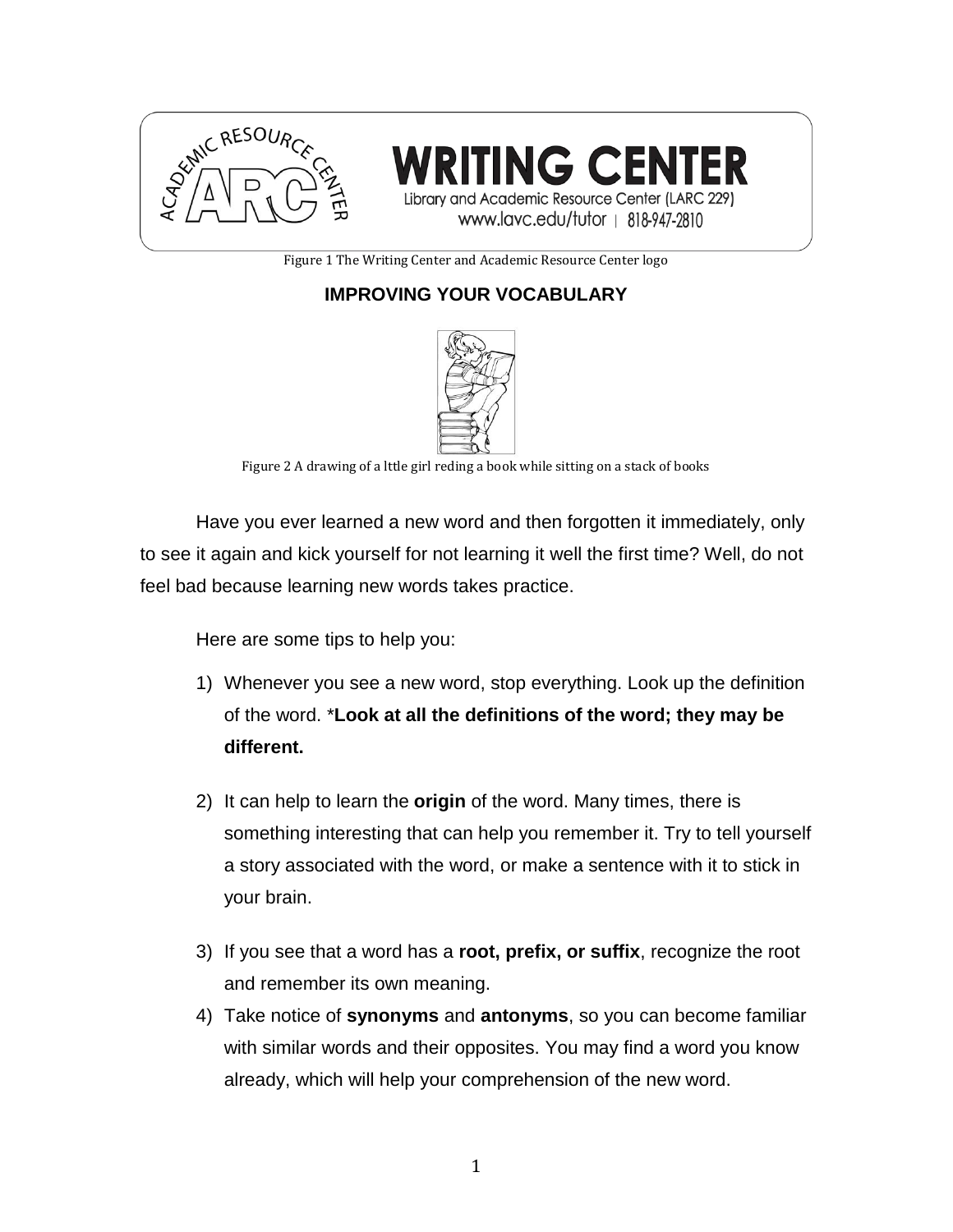Figure 1 The Writing Center and Academic Resource Center logo

# IMPROVING YOUR VOCABULARY

Figure 2 A drawing of a lttle girl reding a book while sitting on a stack of books

Have you ever learned a new word and then forgotten it immediately, only to see it again and kick yourself for not learning it well the first time? Well, do not feel bad because learning new words takes practice.

Here are some tips to help you:

1) Whenever you see a new word, stop everything. Look up the definition of the word. ***Look at all the definitions of the word; they may be different.**

2) It can help to learn the **origin** of the word. Many times, there is something interesting that can help you remember it. Try to tell yourself a story associated with the word, or make a sentence with it to stick in your brain.

3) If you see that a word has a **root, prefix, or suffix**, recognize the root and remember its own meaning.

4) Take notice of **synonyms** and **antonyms**, so you can become familiar with similar words and their opposites. You may find a word you know already, which will help your comprehension of the new word.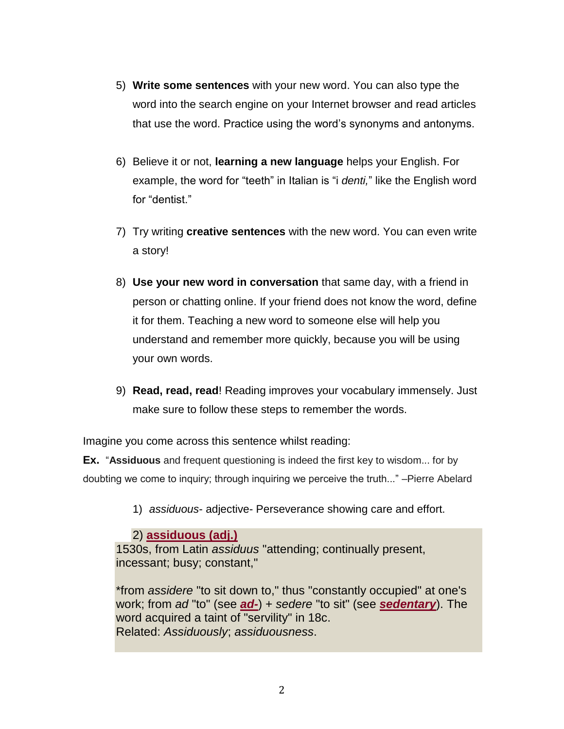5) **Write some sentences** with your new word. You can also type the word into the search engine on your Internet browser and read articles that use the word. Practice using the word's synonyms and antonyms.

6) Believe it or not, **learning a new language** helps your English. For example, the word for "teeth" in Italian is "i *denti,*" like the English word for "dentist."

7) Try writing **creative sentences** with the new word. You can even write a story!

8) **Use your new word in conversation** that same day, with a friend in person or chatting online. If your friend does not know the word, define it for them. Teaching a new word to someone else will help you understand and remember more quickly, because you will be using your own words.

9) **Read, read, read**! Reading improves your vocabulary immensely. Just make sure to follow these steps to remember the words.

Imagine you come across this sentence whilst reading:

**Ex.** "**Assiduous** and frequent questioning is indeed the first key to wisdom... for by doubting we come to inquiry; through inquiring we perceive the truth..." –Pierre Abelard

1) *assiduous*- adjective- Perseverance showing care and effort.

2) **assiduous (adj.)**

1530s, from Latin *assiduus* "attending; continually present, incessant; busy; constant,"

*from *assidere* "to sit down to," thus "constantly occupied" at one's work; from *ad* "to" (see ***ad-***) + *sedere* "to sit" (see ***sedentary***). The word acquired a taint of "servility" in 18c.
Related: *Assiduously*; *assiduousness*.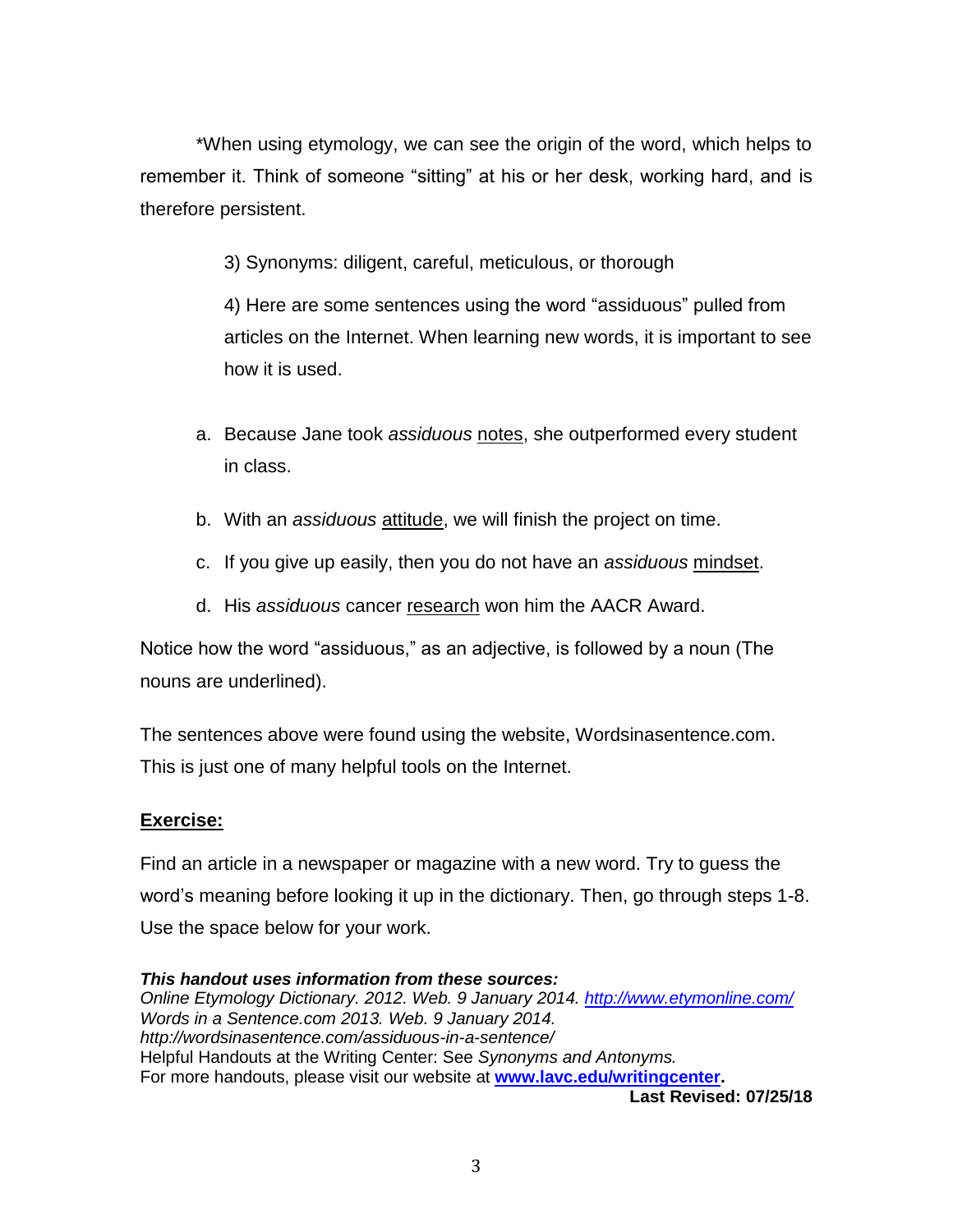*When using etymology, we can see the origin of the word, which helps to remember it. Think of someone "sitting" at his or her desk, working hard, and is therefore persistent.

3) Synonyms: diligent, careful, meticulous, or thorough

4) Here are some sentences using the word "assiduous" pulled from articles on the Internet. When learning new words, it is important to see how it is used.

a. Because Jane took *assiduous* <u>notes</u>, she outperformed every student in class.

b. With an *assiduous* <u>attitude</u>, we will finish the project on time.

c. If you give up easily, then you do not have an *assiduous* <u>mindset</u>.

d. His *assiduous* cancer <u>research</u> won him the AACR Award.

Notice how the word "assiduous," as an adjective, is followed by a noun (The nouns are underlined).

The sentences above were found using the website, Wordsinasentence.com. This is just one of many helpful tools on the Internet.

**<u>Exercise:</u>**

Find an article in a newspaper or magazine with a new word. Try to guess the word's meaning before looking it up in the dictionary. Then, go through steps 1-8. Use the space below for your work.

***This handout uses information from these sources:***
*Online Etymology Dictionary. 2012. Web. 9 January 2014. [http://www.etymonline.com/](http://www.etymonline.com/)*
*Words in a Sentence.com 2013. Web. 9 January 2014.*
*http://wordsinasentence.com/assiduous-in-a-sentence/*
Helpful Handouts at the Writing Center: See *Synonyms and Antonyms.*
For more handouts, please visit our website at **[www.lavc.edu/writingcenter](http://www.lavc.edu/writingcenter).**

**Last Revised: 07/25/18**